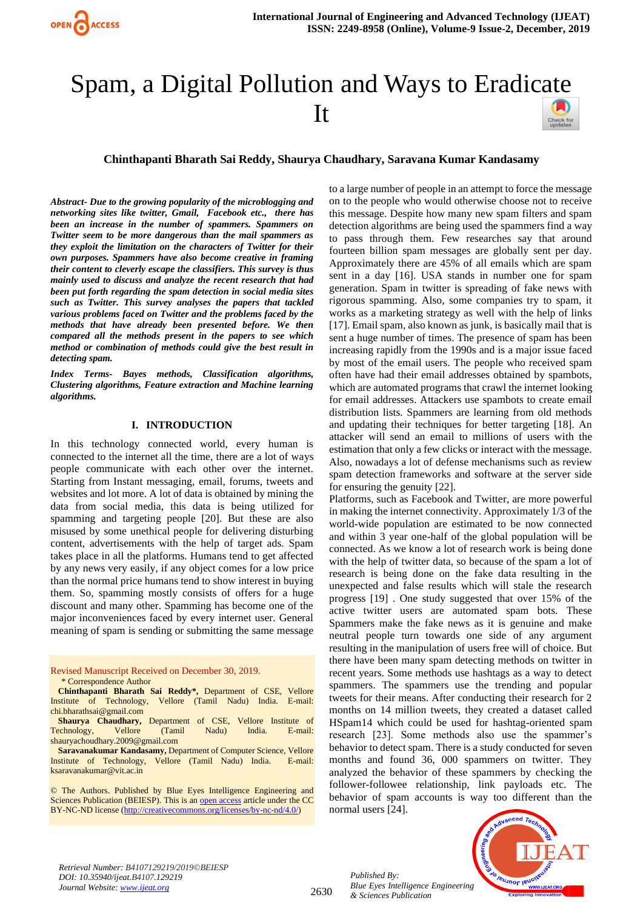# Spam, a Digital Pollution and Ways to Eradicate It

**Chinthapanti Bharath Sai Reddy, Shaurya Chaudhary, Saravana Kumar Kandasamy**

***Abstract- Due to the growing popularity of the microblogging and networking sites like twitter, Gmail, Facebook etc., there has been an increase in the number of spammers. Spammers on Twitter seem to be more dangerous than the mail spammers as they exploit the limitation on the characters of Twitter for their own purposes. Spammers have also become creative in framing their content to cleverly escape the classifiers. This survey is thus mainly used to discuss and analyze the recent research that had been put forth regarding the spam detection in social media sites such as Twitter. This survey analyses the papers that tackled various problems faced on Twitter and the problems faced by the methods that have already been presented before. We then compared all the methods present in the papers to see which method or combination of methods could give the best result in detecting spam.***

***Index Terms- Bayes methods, Classification algorithms, Clustering algorithms, Feature extraction and Machine learning algorithms.***

Revised Manuscript Received on December 30, 2019.

\* Correspondence Author

**Chinthapanti Bharath Sai Reddy\***, Department of CSE, Vellore Institute of Technology, Vellore (Tamil Nadu) India. E-mail: chi.bharathsai@gmail.com

**Shaurya Chaudhary,** Department of CSE, Vellore Institute of Technology, Vellore (Tamil Nadu) India. E-mail: shauryachoudhary.2009@gmail.com

**Saravanakumar Kandasamy,** Department of Computer Science, Vellore Institute of Technology, Vellore (Tamil Nadu) India. E-mail: ksaravanakumar@vit.ac.in

© The Authors. Published by Blue Eyes Intelligence Engineering and Sciences Publication (BEIESP). This is an open access article under the CC BY-NC-ND license (http://creativecommons.org/licenses/by-nc-nd/4.0/)

## I. INTRODUCTION

In this technology connected world, every human is connected to the internet all the time, there are a lot of ways people communicate with each other over the internet. Starting from Instant messaging, email, forums, tweets and websites and lot more. A lot of data is obtained by mining the data from social media, this data is being utilized for spamming and targeting people [20]. But these are also misused by some unethical people for delivering disturbing content, advertisements with the help of target ads. Spam takes place in all the platforms. Humans tend to get affected by any news very easily, if any object comes for a low price than the normal price humans tend to show interest in buying them. So, spamming mostly consists of offers for a huge discount and many other. Spamming has become one of the major inconveniences faced by every internet user. General meaning of spam is sending or submitting the same message to a large number of people in an attempt to force the message on to the people who would otherwise choose not to receive this message. Despite how many new spam filters and spam detection algorithms are being used the spammers find a way to pass through them. Few researches say that around fourteen billion spam messages are globally sent per day. Approximately there are 45% of all emails which are spam sent in a day [16]. USA stands in number one for spam generation. Spam in twitter is spreading of fake news with rigorous spamming. Also, some companies try to spam, it works as a marketing strategy as well with the help of links [17]. Email spam, also known as junk, is basically mail that is sent a huge number of times. The presence of spam has been increasing rapidly from the 1990s and is a major issue faced by most of the email users. The people who received spam often have had their email addresses obtained by spambots, which are automated programs that crawl the internet looking for email addresses. Attackers use spambots to create email distribution lists. Spammers are learning from old methods and updating their techniques for better targeting [18]. An attacker will send an email to millions of users with the estimation that only a few clicks or interact with the message. Also, nowadays a lot of defense mechanisms such as review spam detection frameworks and software at the server side for ensuring the genuity [22].

Platforms, such as Facebook and Twitter, are more powerful in making the internet connectivity. Approximately 1/3 of the world-wide population are estimated to be now connected and within 3 year one-half of the global population will be connected. As we know a lot of research work is being done with the help of twitter data, so because of the spam a lot of research is being done on the fake data resulting in the unexpected and false results which will stale the research progress [19] . One study suggested that over 15% of the active twitter users are automated spam bots. These Spammers make the fake news as it is genuine and make neutral people turn towards one side of any argument resulting in the manipulation of users free will of choice. But there have been many spam detecting methods on twitter in recent years. Some methods use hashtags as a way to detect spammers. The spammers use the trending and popular tweets for their means. After conducting their research for 2 months on 14 million tweets, they created a dataset called HSpam14 which could be used for hashtag-oriented spam research [23]. Some methods also use the spammer's behavior to detect spam. There is a study conducted for seven months and found 36, 000 spammers on twitter. They analyzed the behavior of these spammers by checking the follower-followee relationship, link payloads etc. The behavior of spam accounts is way too different than the normal users [24].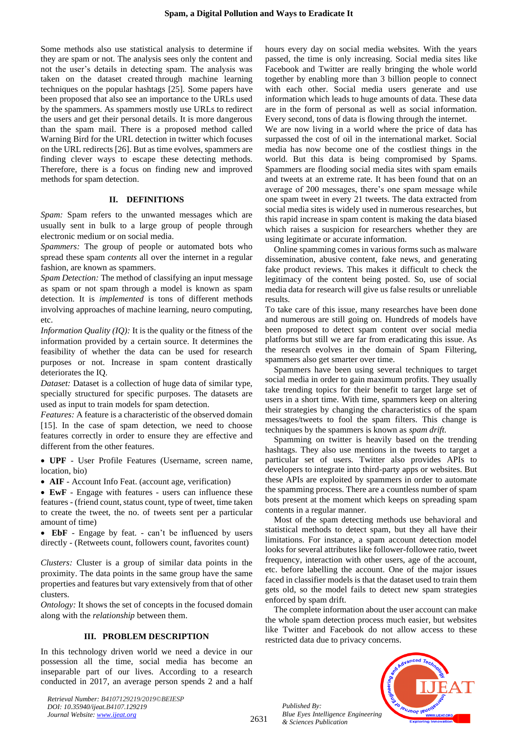Some methods also use statistical analysis to determine if they are spam or not. The analysis sees only the content and not the user's details in detecting spam. The analysis was taken on the dataset created through machine learning techniques on the popular hashtags [25]. Some papers have been proposed that also see an importance to the URLs used by the spammers. As spammers mostly use URLs to redirect the users and get their personal details. It is more dangerous than the spam mail. There is a proposed method called Warning Bird for the URL detection in twitter which focuses on the URL redirects [26]. But as time evolves, spammers are finding clever ways to escape these detecting methods. Therefore, there is a focus on finding new and improved methods for spam detection.

## II. DEFINITIONS

*Spam:* Spam refers to the unwanted messages which are usually sent in bulk to a large group of people through electronic medium or on social media.

*Spammers:* The group of people or automated bots who spread these spam *contents* all over the internet in a regular fashion, are known as spammers.

*Spam Detection:* The method of classifying an input message as spam or not spam through a model is known as spam detection. It is *implemented* is tons of different methods involving approaches of machine learning, neuro computing, etc.

*Information Quality (IQ):* It is the quality or the fitness of the information provided by a certain source. It determines the feasibility of whether the data can be used for research purposes or not. Increase in spam content drastically deteriorates the IQ.

*Dataset:* Dataset is a collection of huge data of similar type, specially structured for specific purposes. The datasets are used as input to train models for spam detection.

*Features:* A feature is a characteristic of the observed domain [15]. In the case of spam detection, we need to choose features correctly in order to ensure they are effective and different from the other features.

- **UPF** - User Profile Features (Username, screen name, location, bio)
- **AIF** - Account Info Feat. (account age, verification)
- **EwF** - Engage with features - users can influence these features - (friend count, status count, type of tweet, time taken to create the tweet, the no. of tweets sent per a particular amount of time)
- **EbF** - Engage by feat. - can't be influenced by users directly - (Retweets count, followers count, favorites count)

*Clusters:* Cluster is a group of similar data points in the proximity. The data points in the same group have the same properties and features but vary extensively from that of other clusters.

*Ontology:* It shows the set of concepts in the focused domain along with the *relationship* between them.

## III. PROBLEM DESCRIPTION

In this technology driven world we need a device in our possession all the time, social media has become an inseparable part of our lives. According to a research conducted in 2017, an average person spends 2 and a half hours every day on social media websites. With the years passed, the time is only increasing. Social media sites like Facebook and Twitter are really bringing the whole world together by enabling more than 3 billion people to connect with each other. Social media users generate and use information which leads to huge amounts of data. These data are in the form of personal as well as social information. Every second, tons of data is flowing through the internet.

We are now living in a world where the price of data has surpassed the cost of oil in the international market. Social media has now become one of the costliest things in the world. But this data is being compromised by Spams. Spammers are flooding social media sites with spam emails and tweets at an extreme rate. It has been found that on an average of 200 messages, there's one spam message while one spam tweet in every 21 tweets. The data extracted from social media sites is widely used in numerous researches, but this rapid increase in spam content is making the data biased which raises a suspicion for researchers whether they are using legitimate or accurate information.

Online spamming comes in various forms such as malware dissemination, abusive content, fake news, and generating fake product reviews. This makes it difficult to check the legitimacy of the content being posted. So, use of social media data for research will give us false results or unreliable results.

To take care of this issue, many researches have been done and numerous are still going on. Hundreds of models have been proposed to detect spam content over social media platforms but still we are far from eradicating this issue. As the research evolves in the domain of Spam Filtering, spammers also get smarter over time.

Spammers have been using several techniques to target social media in order to gain maximum profits. They usually take trending topics for their benefit to target large set of users in a short time. With time, spammers keep on altering their strategies by changing the characteristics of the spam messages/tweets to fool the spam filters. This change is techniques by the spammers is known as *spam drift.*

Spamming on twitter is heavily based on the trending hashtags. They also use mentions in the tweets to target a particular set of users. Twitter also provides APIs to developers to integrate into third-party apps or websites. But these APIs are exploited by spammers in order to automate the spamming process. There are a countless number of spam bots present at the moment which keeps on spreading spam contents in a regular manner.

Most of the spam detecting methods use behavioral and statistical methods to detect spam, but they all have their limitations. For instance, a spam account detection model looks for several attributes like follower-followee ratio, tweet frequency, interaction with other users, age of the account, etc. before labelling the account. One of the major issues faced in classifier models is that the dataset used to train them gets old, so the model fails to detect new spam strategies enforced by spam drift.

The complete information about the user account can make the whole spam detection process much easier, but websites like Twitter and Facebook do not allow access to these restricted data due to privacy concerns.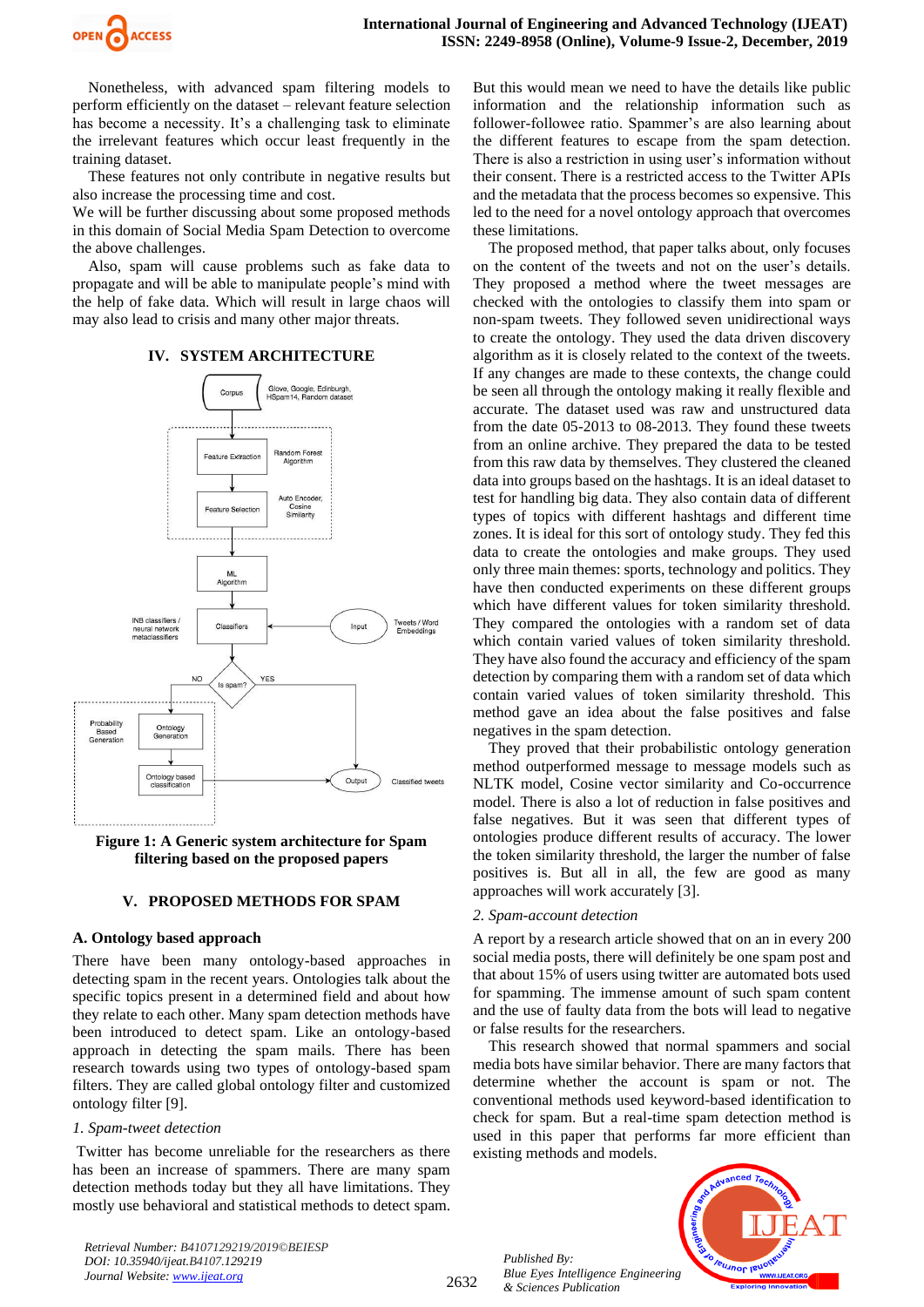Nonetheless, with advanced spam filtering models to perform efficiently on the dataset – relevant feature selection has become a necessity. It's a challenging task to eliminate the irrelevant features which occur least frequently in the training dataset.

These features not only contribute in negative results but also increase the processing time and cost.

We will be further discussing about some proposed methods in this domain of Social Media Spam Detection to overcome the above challenges.

Also, spam will cause problems such as fake data to propagate and will be able to manipulate people's mind with the help of fake data. Which will result in large chaos will may also lead to crisis and many other major threats.

## IV. SYSTEM ARCHITECTURE

**Figure 1: A Generic system architecture for Spam filtering based on the proposed papers**

## V. PROPOSED METHODS FOR SPAM

### A. Ontology based approach

There have been many ontology-based approaches in detecting spam in the recent years. Ontologies talk about the specific topics present in a determined field and about how they relate to each other. Many spam detection methods have been introduced to detect spam. Like an ontology-based approach in detecting the spam mails. There have been research towards using two types of ontology-based spam filters. They are called global ontology filter and customized ontology filter [9].

*1. Spam-tweet detection*

Twitter has become unreliable for the researchers as there has been an increase of spammers. There are many spam detection methods today but they all have limitations. They mostly use behavioral and statistical methods to detect spam. But this would mean we need to have the details like public information and the relationship information such as follower-followee ratio. Spammer's are also learning about the different features to escape from the spam detection. There is also a restriction in using user's information without their consent. There is a restricted access to the Twitter APIs and the metadata that the process becomes so expensive. This led to the need for a novel ontology approach that overcomes these limitations.

The proposed method, that paper talks about, only focuses on the content of the tweets and not on the user's details. They proposed a method where the tweet messages are checked with the ontologies to classify them into spam or non-spam tweets. They followed seven unidirectional ways to create the ontology. They used the data driven discovery algorithm as it is closely related to the context of the tweets. If any changes are made to these contexts, the change could be seen all through the ontology making it really flexible and accurate. The dataset used was raw and unstructured data from the date 05-2013 to 08-2013. They found these tweets from an online archive. They prepared the data to be tested from this raw data by themselves. They clustered the cleaned data into groups based on the hashtags. It is an ideal dataset to test for handling big data. They also contain data of different types of topics with different hashtags and different time zones. It is ideal for this sort of ontology study. They fed this data to create the ontologies and make groups. They used only three main themes: sports, technology and politics. They have then conducted experiments on these different groups which have different values for token similarity threshold. They compared the ontologies with a random set of data which contain varied values of token similarity threshold. They have also found the accuracy and efficiency of the spam detection by comparing them with a random set of data which contain varied values of token similarity threshold. This method gave an idea about the false positives and false negatives in the spam detection.

They proved that their probabilistic ontology generation method outperformed message to message models such as NLTK model, Cosine vector similarity and Co-occurrence model. There is also a lot of reduction in false positives and false negatives. But it was seen that different types of ontologies produce different results of accuracy. The lower the token similarity threshold, the larger the number of false positives is. But all in all, the few are good as many approaches will work accurately [3].

*2. Spam-account detection*

A report by a research article showed that on an in every 200 social media posts, there will definitely be one spam post and that about 15% of users using twitter are automated bots used for spamming. The immense amount of such spam content and the use of faulty data from the bots will lead to negative or false results for the researchers.

This research showed that normal spammers and social media bots have similar behavior. There are many factors that determine whether the account is spam or not. The conventional methods used keyword-based identification to check for spam. But a real-time spam detection method is used in this paper that performs far more efficient than existing methods and models.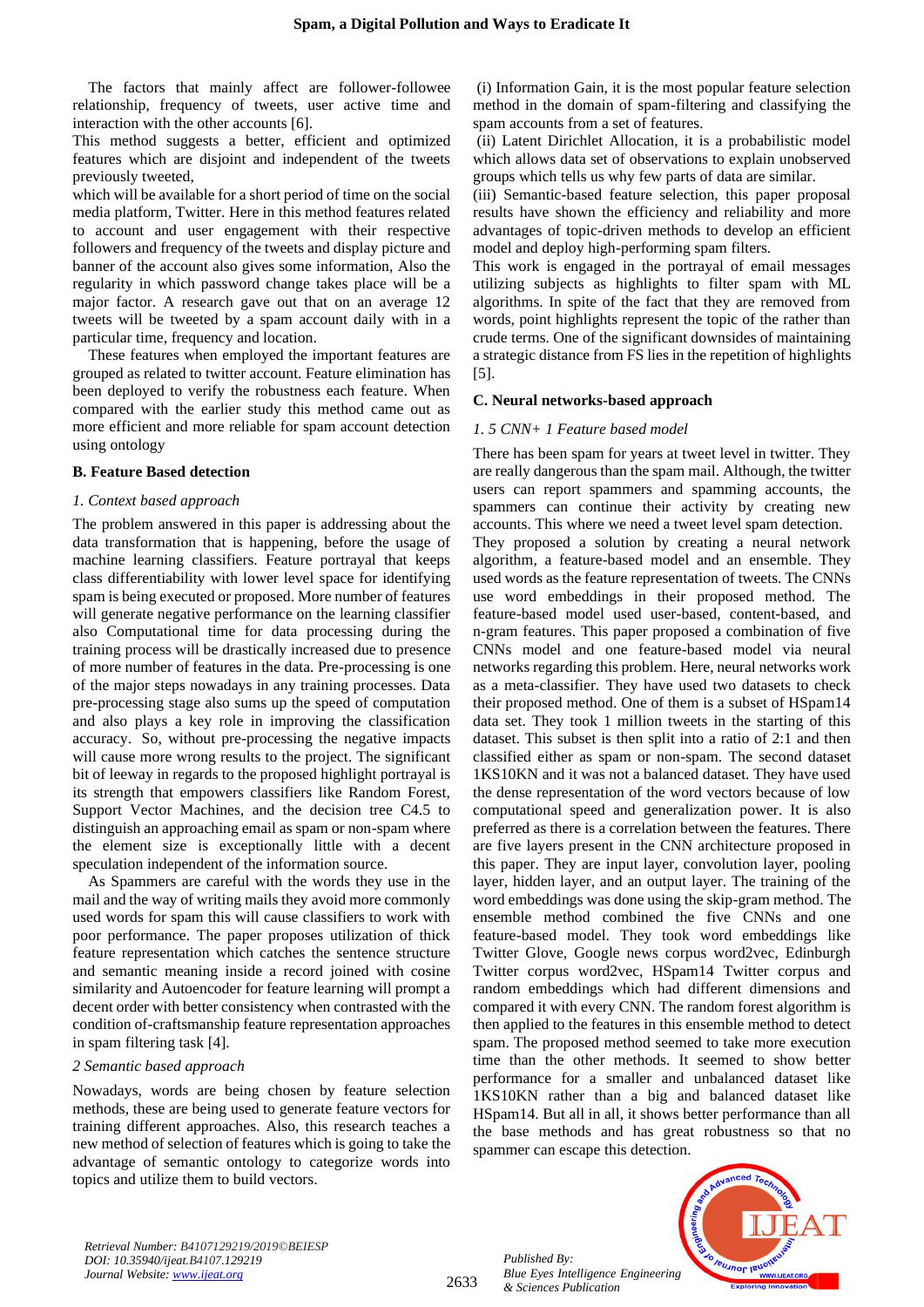The factors that mainly affect are follower-followee relationship, frequency of tweets, user active time and interaction with the other accounts [6].

This method suggests a better, efficient and optimized features which are disjoint and independent of the tweets previously tweeted,

which will be available for a short period of time on the social media platform, Twitter. Here in this method features related to account and user engagement with their respective followers and frequency of the tweets and display picture and banner of the account also gives some information, Also the regularity in which password change takes place will be a major factor. A research gave out that on an average 12 tweets will be tweeted by a spam account daily with in a particular time, frequency and location.

These features when employed the important features are grouped as related to twitter account. Feature elimination has been deployed to verify the robustness each feature. When compared with the earlier study this method came out as more efficient and more reliable for spam account detection using ontology

**B. Feature Based detection**

*1. Context based approach*

The problem answered in this paper is addressing about the data transformation that is happening, before the usage of machine learning classifiers. Feature portrayal that keeps class differentiability with lower level space for identifying spam is being executed or proposed. More number of features will generate negative performance on the learning classifier also Computational time for data processing during the training process will be drastically increased due to presence of more number of features in the data. Pre-processing is one of the major steps nowadays in any training processes. Data pre-processing stage also sums up the speed of computation and also plays a key role in improving the classification accuracy. So, without pre-processing the negative impacts will cause more wrong results to the project. The significant bit of leeway in regards to the proposed highlight portrayal is its strength that empowers classifiers like Random Forest, Support Vector Machines, and the decision tree C4.5 to distinguish an approaching email as spam or non-spam where the element size is exceptionally little with a decent speculation independent of the information source.

As Spammers are careful with the words they use in the mail and the way of writing mails they avoid more commonly used words for spam this will cause classifiers to work with poor performance. The paper proposes utilization of thick feature representation which catches the sentence structure and semantic meaning inside a record joined with cosine similarity and Autoencoder for feature learning will prompt a decent order with better consistency when contrasted with the condition of-craftsmanship feature representation approaches in spam filtering task [4].

*2 Semantic based approach*

Nowadays, words are being chosen by feature selection methods, these are being used to generate feature vectors for training different approaches. Also, this research teaches a new method of selection of features which is going to take the advantage of semantic ontology to categorize words into topics and utilize them to build vectors.

(i) Information Gain, it is the most popular feature selection method in the domain of spam-filtering and classifying the spam accounts from a set of features.

(ii) Latent Dirichlet Allocation, it is a probabilistic model which allows data set of observations to explain unobserved groups which tells us why few parts of data are similar.

(iii) Semantic-based feature selection, this paper proposal results have shown the efficiency and reliability and more advantages of topic-driven methods to develop an efficient model and deploy high-performing spam filters.

This work is engaged in the portrayal of email messages utilizing subjects as highlights to filter spam with ML algorithms. In spite of the fact that they are removed from words, point highlights represent the topic of the rather than crude terms. One of the significant downsides of maintaining a strategic distance from FS lies in the repetition of highlights [5].

**C. Neural networks-based approach**

*1. 5 CNN+ 1 Feature based model*

There has been spam for years at tweet level in twitter. They are really dangerous than the spam mail. Although, the twitter users can report spammers and spamming accounts, the spammers can continue their activity by creating new accounts. This where we need a tweet level spam detection.

They proposed a solution by creating a neural network algorithm, a feature-based model and an ensemble. They used words as the feature representation of tweets. The CNNs use word embeddings in their proposed method. The feature-based model used user-based, content-based, and n-gram features. This paper proposed a combination of five CNNs model and one feature-based model via neural networks regarding this problem. Here, neural networks work as a meta-classifier. They have used two datasets to check their proposed method. One of them is a subset of HSpam14 data set. They took 1 million tweets in the starting of this dataset. This subset is then split into a ratio of 2:1 and then classified either as spam or non-spam. The second dataset 1KS10KN and it was not a balanced dataset. They have used the dense representation of the word vectors because of low computational speed and generalization power. It is also preferred as there is a correlation between the features. There are five layers present in the CNN architecture proposed in this paper. They are input layer, convolution layer, pooling layer, hidden layer, and an output layer. The training of the word embeddings was done using the skip-gram method. The ensemble method combined the five CNNs and one feature-based model. They took word embeddings like Twitter Glove, Google news corpus word2vec, Edinburgh Twitter corpus word2vec, HSpam14 Twitter corpus and random embeddings which had different dimensions and compared it with every CNN. The random forest algorithm is then applied to the features in this ensemble method to detect spam. The proposed method seemed to take more execution time than the other methods. It seemed to show better performance for a smaller and unbalanced dataset like 1KS10KN rather than a big and balanced dataset like HSpam14. But all in all, it shows better performance than all the base methods and has great robustness so that no spammer can escape this detection.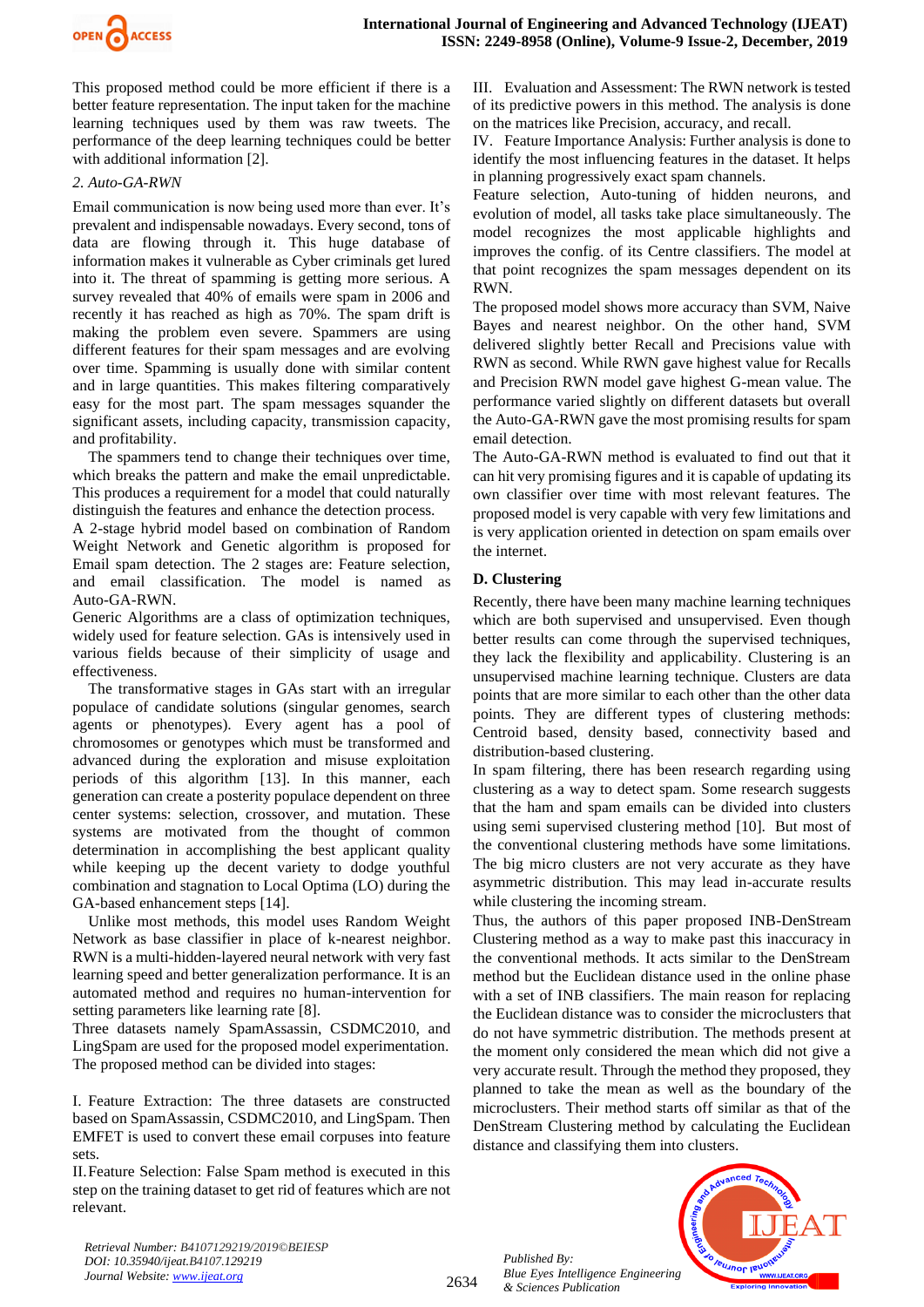This proposed method could be more efficient if there is a better feature representation. The input taken for the machine learning techniques used by them was raw tweets. The performance of the deep learning techniques could be better with additional information [2].

*2. Auto-GA-RWN*

Email communication is now being used more than ever. It's prevalent and indispensable nowadays. Every second, tons of data are flowing through it. This huge database of information makes it vulnerable as Cyber criminals get lured into it. The threat of spamming is getting more serious. A survey revealed that 40% of emails were spam in 2006 and recently it has reached as high as 70%. The spam drift is making the problem even severe. Spammers are using different features for their spam messages and are evolving over time. Spamming is usually done with similar content and in large quantities. This makes filtering comparatively easy for the most part. The spam messages squander the significant assets, including capacity, transmission capacity, and profitability.

The spammers tend to change their techniques over time, which breaks the pattern and make the email unpredictable. This produces a requirement for a model that could naturally distinguish the features and enhance the detection process.

A 2-stage hybrid model based on combination of Random Weight Network and Genetic algorithm is proposed for Email spam detection. The 2 stages are: Feature selection, and email classification. The model is named as Auto-GA-RWN.

Generic Algorithms are a class of optimization techniques, widely used for feature selection. GAs is intensively used in various fields because of their simplicity of usage and effectiveness.

The transformative stages in GAs start with an irregular populace of candidate solutions (singular genomes, search agents or phenotypes). Every agent has a pool of chromosomes or genotypes which must be transformed and advanced during the exploration and misuse exploitation periods of this algorithm [13]. In this manner, each generation can create a posterity populace dependent on three center systems: selection, crossover, and mutation. These systems are motivated from the thought of common determination in accomplishing the best applicant quality while keeping up the decent variety to dodge youthful combination and stagnation to Local Optima (LO) during the GA-based enhancement steps [14].

Unlike most methods, this model uses Random Weight Network as base classifier in place of k-nearest neighbor. RWN is a multi-hidden-layered neural network with very fast learning speed and better generalization performance. It is an automated method and requires no human-intervention for setting parameters like learning rate [8].

Three datasets namely SpamAssassin, CSDMC2010, and LingSpam are used for the proposed model experimentation. The proposed method can be divided into stages:

I. Feature Extraction: The three datasets are constructed based on SpamAssassin, CSDMC2010, and LingSpam. Then EMFET is used to convert these email corpuses into feature sets.

II. Feature Selection: False Spam method is executed in this step on the training dataset to get rid of features which are not relevant.

III. Evaluation and Assessment: The RWN network is tested of its predictive powers in this method. The analysis is done on the matrices like Precision, accuracy, and recall.

IV. Feature Importance Analysis: Further analysis is done to identify the most influencing features in the dataset. It helps in planning progressively exact spam channels.

Feature selection, Auto-tuning of hidden neurons, and evolution of model, all tasks take place simultaneously. The model recognizes the most applicable highlights and improves the config. of its Centre classifiers. The model at that point recognizes the spam messages dependent on its RWN.

The proposed model shows more accuracy than SVM, Naive Bayes and nearest neighbor. On the other hand, SVM delivered slightly better Recall and Precisions value with RWN as second. While RWN gave highest value for Recalls and Precision RWN model gave highest G-mean value. The performance varied slightly on different datasets but overall the Auto-GA-RWN gave the most promising results for spam email detection.

The Auto-GA-RWN method is evaluated to find out that it can hit very promising figures and it is capable of updating its own classifier over time with most relevant features. The proposed model is very capable with very few limitations and is very application oriented in detection on spam emails over the internet.

### D. Clustering

Recently, there have been many machine learning techniques which are both supervised and unsupervised. Even though better results can come through the supervised techniques, they lack the flexibility and applicability. Clustering is an unsupervised machine learning technique. Clusters are data points that are more similar to each other than the other data points. They are different types of clustering methods: Centroid based, density based, connectivity based and distribution-based clustering.

In spam filtering, there has been research regarding using clustering as a way to detect spam. Some research suggests that the ham and spam emails can be divided into clusters using semi supervised clustering method [10]. But most of the conventional clustering methods have some limitations. The big micro clusters are not very accurate as they have asymmetric distribution. This may lead in-accurate results while clustering the incoming stream.

Thus, the authors of this paper proposed INB-DenStream Clustering method as a way to make past this inaccuracy in the conventional methods. It acts similar to the DenStream method but the Euclidean distance used in the online phase with a set of INB classifiers. The main reason for replacing the Euclidean distance was to consider the microclusters that do not have symmetric distribution. The methods present at the moment only considered the mean which did not give a very accurate result. Through the method they proposed, they planned to take the mean as well as the boundary of the microclusters. Their method starts off similar as that of the DenStream Clustering method by calculating the Euclidean distance and classifying them into clusters.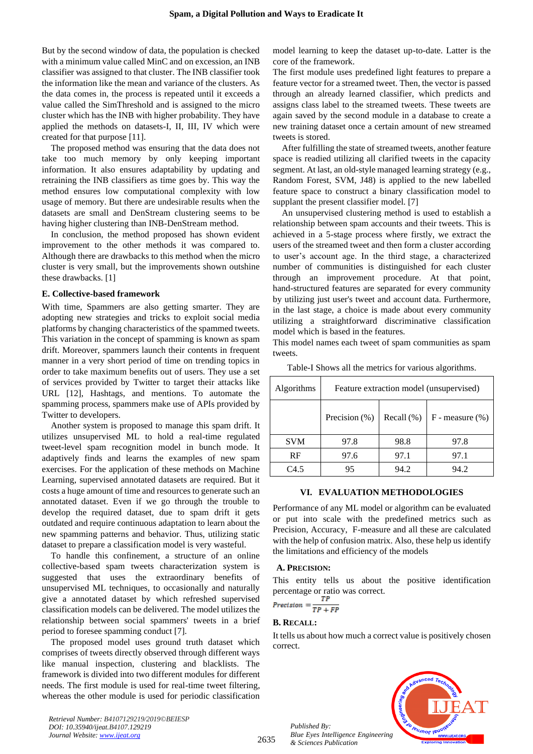But by the second window of data, the population is checked with a minimum value called MinC and on excession, an INB classifier was assigned to that cluster. The INB classifier took the information like the mean and variance of the clusters. As the data comes in, the process is repeated until it exceeds a value called the SimThreshold and is assigned to the micro cluster which has the INB with higher probability. They have applied the methods on datasets-I, II, III, IV which were created for that purpose [11].

The proposed method was ensuring that the data does not take too much memory by only keeping important information. It also ensures adaptability by updating and retraining the INB classifiers as time goes by. This way the method ensures low computational complexity with low usage of memory. But there are undesirable results when the datasets are small and DenStream clustering seems to be having higher clustering than INB-DenStream method.

In conclusion, the method proposed has shown evident improvement to the other methods it was compared to. Although there are drawbacks to this method when the micro cluster is very small, but the improvements shown outshine these drawbacks. [1]

### E. Collective-based framework

With time, Spammers are also getting smarter. They are adopting new strategies and tricks to exploit social media platforms by changing characteristics of the spammed tweets. This variation in the concept of spamming is known as spam drift. Moreover, spammers launch their contents in frequent manner in a very short period of time on trending topics in order to take maximum benefits out of users. They use a set of services provided by Twitter to target their attacks like URL [12], Hashtags, and mentions. To automate the spamming process, spammers make use of APIs provided by Twitter to developers.

Another system is proposed to manage this spam drift. It utilizes unsupervised ML to hold a real-time regulated tweet-level spam recognition model in bunch mode. It adaptively finds and learns the examples of new spam exercises. For the application of these methods on Machine Learning, supervised annotated datasets are required. But it costs a huge amount of time and resources to generate such an annotated dataset. Even if we go through the trouble to develop the required dataset, due to spam drift it gets outdated and require continuous adaptation to learn about the new spamming patterns and behavior. Thus, utilizing static dataset to prepare a classification model is very wasteful.

To handle this confinement, a structure of an online collective-based spam tweets characterization system is suggested that uses the extraordinary benefits of unsupervised ML techniques, to occasionally and naturally give a annotated dataset by which refreshed supervised classification models can be delivered. The model utilizes the relationship between social spammers' tweets in a brief period to foresee spamming conduct [7].

The proposed model uses ground truth dataset which comprises of tweets directly observed through different ways like manual inspection, clustering and blacklists. The framework is divided into two different modules for different needs. The first module is used for real-time tweet filtering, whereas the other module is used for periodic classification model learning to keep the dataset up-to-date. Latter is the core of the framework.

The first module uses predefined light features to prepare a feature vector for a streamed tweet. Then, the vector is passed through an already learned classifier, which predicts and assigns class label to the streamed tweets. These tweets are again saved by the second module in a database to create a new training dataset once a certain amount of new streamed tweets is stored.

After fulfilling the state of streamed tweets, another feature space is readied utilizing all clarified tweets in the capacity segment. At last, an old-style managed learning strategy (e.g., Random Forest, SVM, J48) is applied to the new labelled feature space to construct a binary classification model to supplant the present classifier model. [7]

An unsupervised clustering method is used to establish a relationship between spam accounts and their tweets. This is achieved in a 5-stage process where firstly, we extract the users of the streamed tweet and then form a cluster according to user's account age. In the third stage, a characterized number of communities is distinguished for each cluster through an improvement procedure. At that point, hand-structured features are separated for every community by utilizing just user's tweet and account data. Furthermore, in the last stage, a choice is made about every community utilizing a straightforward discriminative classification model which is based in the features.

This model names each tweet of spam communities as spam tweets.

Table-I Shows all the metrics for various algorithms.

| Algorithms | Feature extraction model (unsupervised) | | |
|---|---|---|---|
| | Precision (%) | Recall (%) | F - measure (%) |
| SVM | 97.8 | 98.8 | 97.8 |
| RF | 97.6 | 97.1 | 97.1 |
| C4.5 | 95 | 94.2 | 94.2 |

## VI. EVALUATION METHODOLOGIES

Performance of any ML model or algorithm can be evaluated or put into scale with the predefined metrics such as Precision, Accuracy, F-measure and all these are calculated with the help of confusion matrix. Also, these help us identify the limitations and efficiency of the models

### A. Precision:

This entity tells us about the positive identification percentage or ratio was correct.

$$Precision = \frac{TP}{TP + FP}$$

### B. Recall:

It tells us about how much a correct value is positively chosen correct.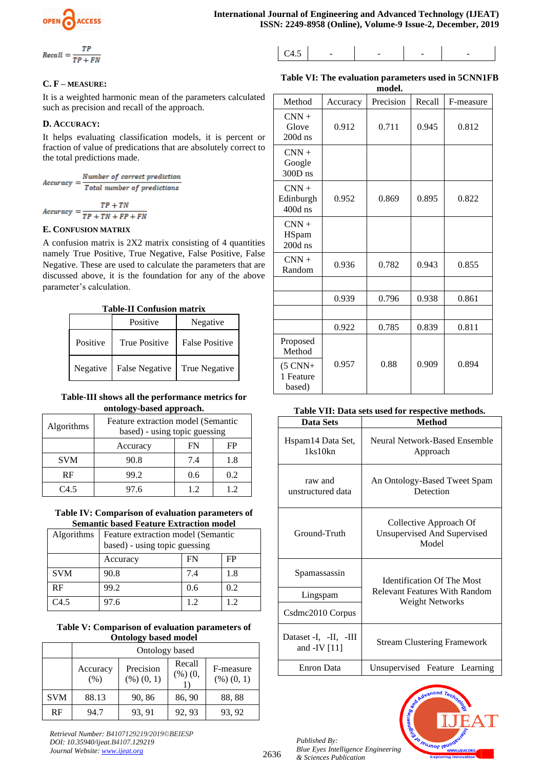$$Recall = \frac{TP}{TP + FN}$$

### C. F – MEASURE:

It is a weighted harmonic mean of the parameters calculated such as precision and recall of the approach.

### D. ACCURACY:

It helps evaluating classification models, it is percent or fraction of value of predications that are absolutely correct to the total predictions made.

$$Accuracy = \frac{Number\ of\ correct\ prediction}{Total\ number\ of\ predictions}$$

$$Accuracy = \frac{TP + TN}{TP + TN + FP + FN}$$

### E. CONFUSION MATRIX

A confusion matrix is 2X2 matrix consisting of 4 quantities namely True Positive, True Negative, False Positive, False Negative. These are used to calculate the parameters that are discussed above, it is the foundation for any of the above parameter's calculation.

**Table-II Confusion matrix**

| | Positive | Negative |
|---|---|---|
| Positive | True Positive | False Positive |
| Negative | False Negative | True Negative |

**Table-III shows all the performance metrics for ontology-based approach.**

| Algorithms | Feature extraction model (Semantic based) - using topic guessing | | |
|---|---|---|---|
| | Accuracy | FN | FP |
| SVM | 90.8 | 7.4 | 1.8 |
| RF | 99.2 | 0.6 | 0.2 |
| C4.5 | 97.6 | 1.2 | 1.2 |

**Table IV: Comparison of evaluation parameters of Semantic based Feature Extraction model**

| Algorithms | Feature extraction model (Semantic based) - using topic guessing | | |
|---|---|---|---|
| | Accuracy | FN | FP |
| SVM | 90.8 | 7.4 | 1.8 |
| RF | 99.2 | 0.6 | 0.2 |
| C4.5 | 97.6 | 1.2 | 1.2 |

**Table V: Comparison of evaluation parameters of Ontology based model**

| | Ontology based | | | |
|---|---|---|---|---|
| | Accuracy (%) | Precision (%) (0, 1) | Recall (%) (0, 1) | F-measure (%) (0, 1) |
| SVM | 88.13 | 90, 86 | 86, 90 | 88, 88 |
| RF | 94.7 | 93, 91 | 92, 93 | 93, 92 |
| C4.5 | - | - | - | - |

**Table VI: The evaluation parameters used in 5CNN1FB model.**

| Method | Accuracy | Precision | Recall | F-measure |
|---|---|---|---|---|
| CNN + Glove 200d ns | 0.912 | 0.711 | 0.945 | 0.812 |
| CNN + Google 300D ns | | | | |
| CNN + Edinburgh 400d ns | 0.952 | 0.869 | 0.895 | 0.822 |
| CNN + HSpam 200d ns | | | | |
| CNN + Random | 0.936 | 0.782 | 0.943 | 0.855 |
| | | | | |
| | 0.939 | 0.796 | 0.938 | 0.861 |
| | | | | |
| | 0.922 | 0.785 | 0.839 | 0.811 |
| Proposed Method (5 CNN+ 1 Feature based) | 0.957 | 0.88 | 0.909 | 0.894 |

**Table VII: Data sets used for respective methods.**

| Data Sets | Method |
|---|---|
| Hspam14 Data Set, 1ks10kn | Neural Network-Based Ensemble Approach |
| raw and unstructured data | An Ontology-Based Tweet Spam Detection |
| Ground-Truth | Collective Approach Of Unsupervised And Supervised Model |
| Spamassassin | Identification Of The Most Relevant Features With Random Weight Networks |
| Lingspam | |
| Csdmc2010 Corpus | |
| Dataset -I, -II, -III and -IV [11] | Stream Clustering Framework |
| Enron Data | Unsupervised Feature Learning |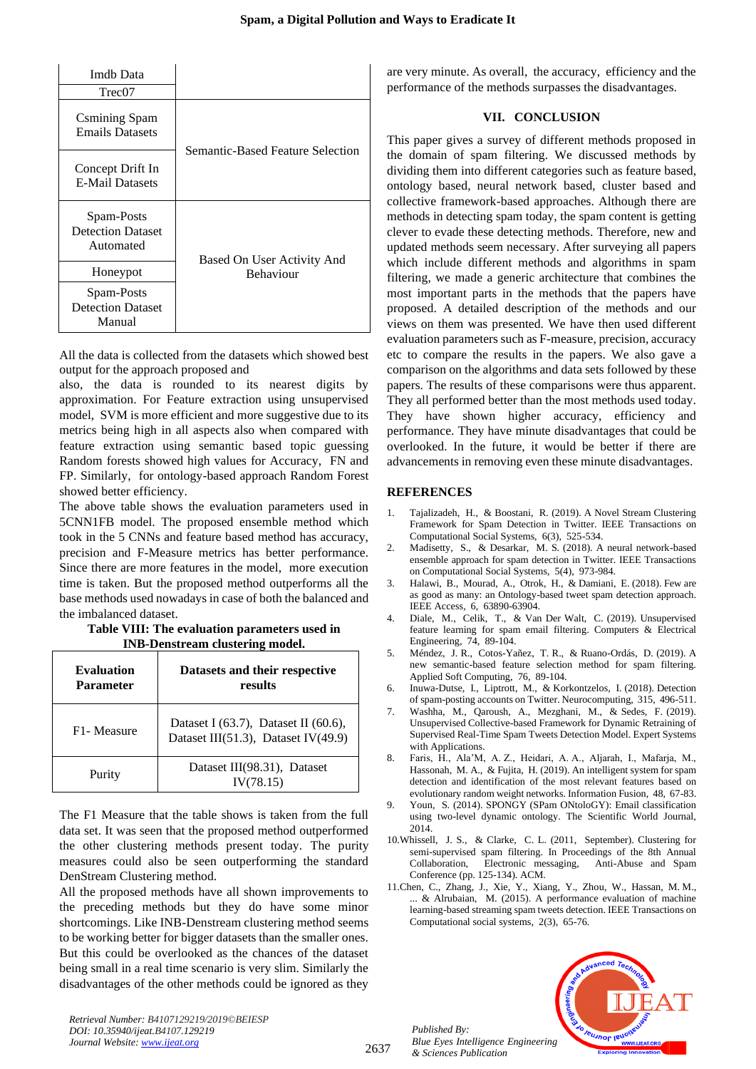| | |
|---|---|
| Imdb Data | |
| Trec07 | |
| Csmining Spam Emails Datasets | Semantic-Based Feature Selection |
| Concept Drift In E-Mail Datasets | |
| Spam-Posts Detection Dataset Automated | Based On User Activity And Behaviour |
| Honeypot | |
| Spam-Posts Detection Dataset Manual | |

All the data is collected from the datasets which showed best output for the approach proposed and

also, the data is rounded to its nearest digits by approximation. For Feature extraction using unsupervised model, SVM is more efficient and more suggestive due to its metrics being high in all aspects also when compared with feature extraction using semantic based topic guessing Random forests showed high values for Accuracy, FN and FP. Similarly, for ontology-based approach Random Forest showed better efficiency.

The above table shows the evaluation parameters used in 5CNN1FB model. The proposed ensemble method which took in the 5 CNNs and feature based method has accuracy, precision and F-Measure metrics has better performance. Since there are more features in the model, more execution time is taken. But the proposed method outperforms all the base methods used nowadays in case of both the balanced and the imbalanced dataset.

**Table VIII: The evaluation parameters used in INB-Denstream clustering model.**

| Evaluation Parameter | Datasets and their respective results |
|---|---|
| F1- Measure | Dataset I (63.7), Dataset II (60.6), Dataset III(51.3), Dataset IV(49.9) |
| Purity | Dataset III(98.31), Dataset IV(78.15) |

The F1 Measure that the table shows is taken from the full data set. It was seen that the proposed method outperformed the other clustering methods present today. The purity measures could also be seen outperforming the standard DenStream Clustering method.

All the proposed methods have all shown improvements to the preceding methods but they do have some minor shortcomings. Like INB-Denstream clustering method seems to be working better for bigger datasets than the smaller ones. But this could be overlooked as the chances of the dataset being small in a real time scenario is very slim. Similarly the disadvantages of the other methods could be ignored as they are very minute. As overall, the accuracy, efficiency and the performance of the methods surpasses the disadvantages.

## VII. CONCLUSION

This paper gives a survey of different methods proposed in the domain of spam filtering. We discussed methods by dividing them into different categories such as feature based, ontology based, neural network based, cluster based and collective framework-based approaches. Although there are methods in detecting spam today, the spam content is getting clever to evade these detecting methods. Therefore, new and updated methods seem necessary. After surveying all papers which include different methods and algorithms in spam filtering, we made a generic architecture that combines the most important parts in the methods that the papers have proposed. A detailed description of the methods and our views on them was presented. We have then used different evaluation parameters such as F-measure, precision, accuracy etc to compare the results in the papers. We also gave a comparison on the algorithms and data sets followed by these papers. The results of these comparisons were thus apparent. They all performed better than the most methods used today. They have shown higher accuracy, efficiency and performance. They have minute disadvantages that could be overlooked. In the future, it would be better if there are advancements in removing even these minute disadvantages.

## REFERENCES

1. Tajalizadeh, H., & Boostani, R. (2019). A Novel Stream Clustering Framework for Spam Detection in Twitter. IEEE Transactions on Computational Social Systems, 6(3), 525-534.
2. Madisetty, S., & Desarkar, M. S. (2018). A neural network-based ensemble approach for spam detection in Twitter. IEEE Transactions on Computational Social Systems, 5(4), 973-984.
3. Halawi, B., Mourad, A., Otrok, H., & Damiani, E. (2018). Few are as good as many: an Ontology-based tweet spam detection approach. IEEE Access, 6, 63890-63904.
4. Diale, M., Celik, T., & Van Der Walt, C. (2019). Unsupervised feature learning for spam email filtering. Computers & Electrical Engineering, 74, 89-104.
5. Méndez, J. R., Cotos-Yañez, T. R., & Ruano-Ordás, D. (2019). A new semantic-based feature selection method for spam filtering. Applied Soft Computing, 76, 89-104.
6. Inuwa-Dutse, I., Liptrott, M., & Korkontzelos, I. (2018). Detection of spam-posting accounts on Twitter. Neurocomputing, 315, 496-511.
7. Washha, M., Qaroush, A., Mezghani, M., & Sedes, F. (2019). Unsupervised Collective-based Framework for Dynamic Retraining of Supervised Real-Time Spam Tweets Detection Model. Expert Systems with Applications.
8. Faris, H., Ala'M, A. Z., Heidari, A. A., Aljarah, I., Mafarja, M., Hassonah, M. A., & Fujita, H. (2019). An intelligent system for spam detection and identification of the most relevant features based on evolutionary random weight networks. Information Fusion, 48, 67-83.
9. Youn, S. (2014). SPONGY (SPam ONtoloGY): Email classification using two-level dynamic ontology. The Scientific World Journal, 2014.
10. Whissell, J. S., & Clarke, C. L. (2011, September). Clustering for semi-supervised spam filtering. In Proceedings of the 8th Annual Collaboration, Electronic messaging, Anti-Abuse and Spam Conference (pp. 125-134). ACM.
11. Chen, C., Zhang, J., Xie, Y., Xiang, Y., Zhou, W., Hassan, M. M., ... & Alrubaian, M. (2015). A performance evaluation of machine learning-based streaming spam tweets detection. IEEE Transactions on Computational social systems, 2(3), 65-76.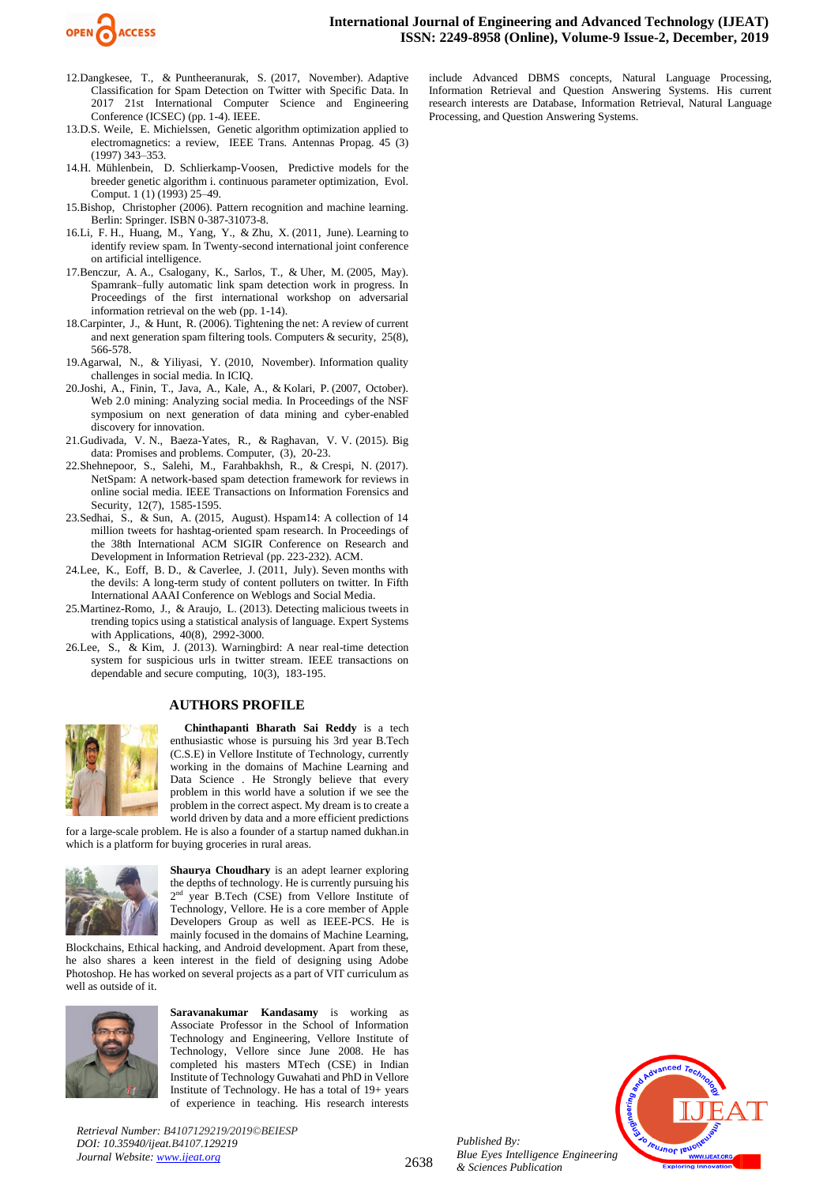12. Dangkesee, T., & Puntheeranurak, S. (2017, November). Adaptive Classification for Spam Detection on Twitter with Specific Data. In 2017 21st International Computer Science and Engineering Conference (ICSEC) (pp. 1-4). IEEE.
13. D.S. Weile, E. Michielssen, Genetic algorithm optimization applied to electromagnetics: a review, IEEE Trans. Antennas Propag. 45 (3) (1997) 343–353.
14. H. Mühlenbein, D. Schlierkamp-Voosen, Predictive models for the breeder genetic algorithm i. continuous parameter optimization, Evol. Comput. 1 (1) (1993) 25–49.
15. Bishop, Christopher (2006). Pattern recognition and machine learning. Berlin: Springer. ISBN 0-387-31073-8.
16. Li, F. H., Huang, M., Yang, Y., & Zhu, X. (2011, June). Learning to identify review spam. In Twenty-second international joint conference on artificial intelligence.
17. Benczur, A. A., Csalogany, K., Sarlos, T., & Uher, M. (2005, May). Spamrank–fully automatic link spam detection work in progress. In Proceedings of the first international workshop on adversarial information retrieval on the web (pp. 1-14).
18. Carpinter, J., & Hunt, R. (2006). Tightening the net: A review of current and next generation spam filtering tools. Computers & security, 25(8), 566-578.
19. Agarwal, N., & Yiliyasi, Y. (2010, November). Information quality challenges in social media. In ICIQ.
20. Joshi, A., Finin, T., Java, A., Kale, A., & Kolari, P. (2007, October). Web 2.0 mining: Analyzing social media. In Proceedings of the NSF symposium on next generation of data mining and cyber-enabled discovery for innovation.
21. Gudivada, V. N., Baeza-Yates, R., & Raghavan, V. V. (2015). Big data: Promises and problems. Computer, (3), 20-23.
22. Shehnepoor, S., Salehi, M., Farahbakhsh, R., & Crespi, N. (2017). NetSpam: A network-based spam detection framework for reviews in online social media. IEEE Transactions on Information Forensics and Security, 12(7), 1585-1595.
23. Sedhai, S., & Sun, A. (2015, August). Hspam14: A collection of 14 million tweets for hashtag-oriented spam research. In Proceedings of the 38th International ACM SIGIR Conference on Research and Development in Information Retrieval (pp. 223-232). ACM.
24. Lee, K., Eoff, B. D., & Caverlee, J. (2011, July). Seven months with the devils: A long-term study of content polluters on twitter. In Fifth International AAAI Conference on Weblogs and Social Media.
25. Martinez-Romo, J., & Araujo, L. (2013). Detecting malicious tweets in trending topics using a statistical analysis of language. Expert Systems with Applications, 40(8), 2992-3000.
26. Lee, S., & Kim, J. (2013). Warningbird: A near real-time detection system for suspicious urls in twitter stream. IEEE transactions on dependable and secure computing, 10(3), 183-195.

## AUTHORS PROFILE

**Chinthapanti Bharath Sai Reddy** is a tech enthusiastic whose is pursuing his 3rd year B.Tech (C.S.E) in Vellore Institute of Technology, currently working in the domains of Machine Learning and Data Science . He Strongly believe that every problem in this world have a solution if we see the problem in the correct aspect. My dream is to create a world driven by data and a more efficient predictions for a large-scale problem. He is also a founder of a startup named dukhan.in which is a platform for buying groceries in rural areas.

**Shaurya Choudhary** is an adept learner exploring the depths of technology. He is currently pursuing his 2nd year B.Tech (CSE) from Vellore Institute of Technology, Vellore. He is a core member of Apple Developers Group as well as IEEE-PCS. He is mainly focused in the domains of Machine Learning, Blockchains, Ethical hacking, and Android development. Apart from these, he also shares a keen interest in the field of designing using Adobe Photoshop. He has worked on several projects as a part of VIT curriculum as well as outside of it.

**Saravanakumar Kandasamy** is working as Associate Professor in the School of Information Technology and Engineering, Vellore Institute of Technology, Vellore since June 2008. He has completed his masters MTech (CSE) in Indian Institute of Technology Guwahati and PhD in Vellore Institute of Technology. He has a total of 19+ years of experience in teaching. His research interests include Advanced DBMS concepts, Natural Language Processing, Information Retrieval and Question Answering Systems. His current research interests are Database, Information Retrieval, Natural Language Processing, and Question Answering Systems.